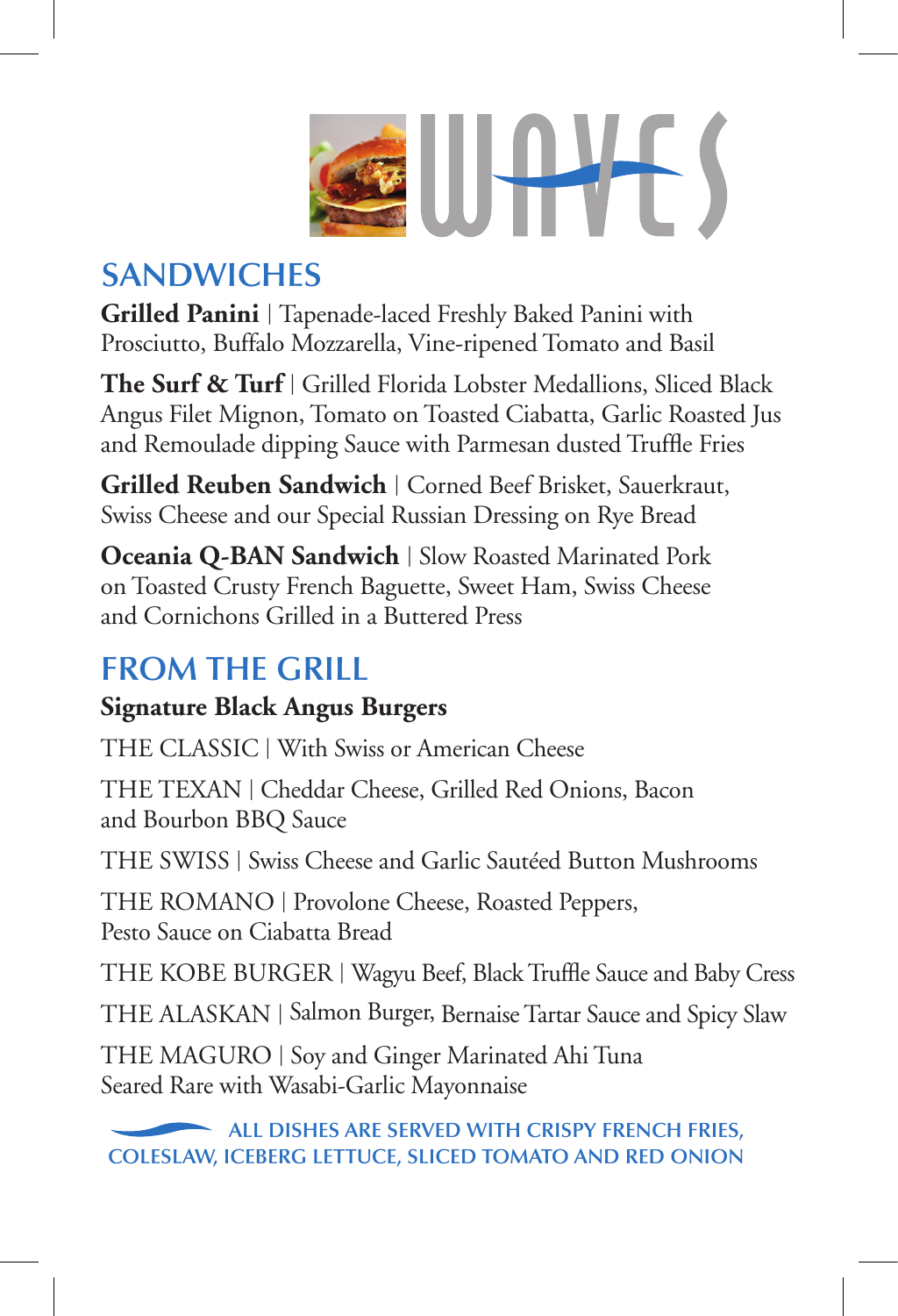# WAVES

## SANDWICHES

**Grilled Panini** | Tapenade-laced Freshly Baked Panini with Prosciutto, Buffalo Mozzarella, Vine-ripened Tomato and Basil

**The Surf & Turf** | Grilled Florida Lobster Medallions, Sliced Black Angus Filet Mignon, Tomato on Toasted Ciabatta, Garlic Roasted Jus and Remoulade dipping Sauce with Parmesan dusted Truffle Fries

**Grilled Reuben Sandwich** | Corned Beef Brisket, Sauerkraut, Swiss Cheese and our Special Russian Dressing on Rye Bread

**Oceania Q-BAN Sandwich** | Slow Roasted Marinated Pork on Toasted Crusty French Baguette, Sweet Ham, Swiss Cheese and Cornichons Grilled in a Buttered Press

## FROM THE GRILL

**Signature Black Angus Burgers**

THE CLASSIC | With Swiss or American Cheese

THE TEXAN | Cheddar Cheese, Grilled Red Onions, Bacon and Bourbon BBQ Sauce

THE SWISS | Swiss Cheese and Garlic Sautéed Button Mushrooms

THE ROMANO | Provolone Cheese, Roasted Peppers, Pesto Sauce on Ciabatta Bread

THE KOBE BURGER | Wagyu Beef, Black Truffle Sauce and Baby Cress

THE ALASKAN | Salmon Burger, Bernaise Tartar Sauce and Spicy Slaw

THE MAGURO | Soy and Ginger Marinated Ahi Tuna Seared Rare with Wasabi-Garlic Mayonnaise

ALL DISHES ARE SERVED WITH CRISPY FRENCH FRIES, COLESLAW, ICEBERG LETTUCE, SLICED TOMATO AND RED ONION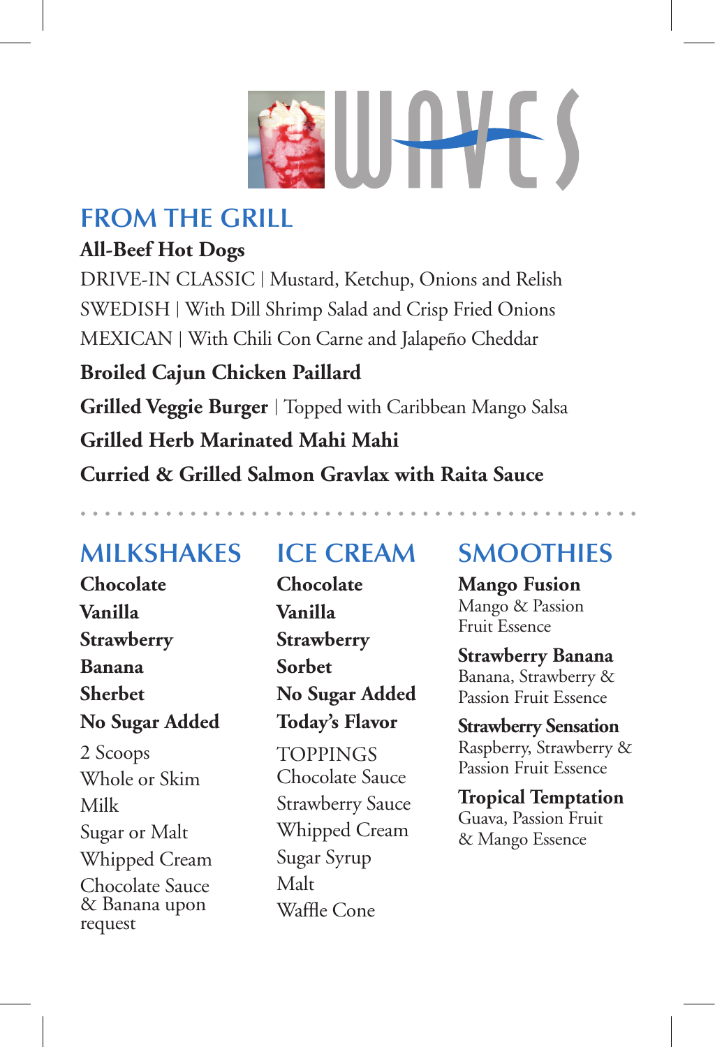# WAVES

## FROM THE GRILL

**All-Beef Hot Dogs**

DRIVE-IN CLASSIC | Mustard, Ketchup, Onions and Relish

SWEDISH | With Dill Shrimp Salad and Crisp Fried Onions

MEXICAN | With Chili Con Carne and Jalapeño Cheddar

**Broiled Cajun Chicken Paillard**

**Grilled Veggie Burger** | Topped with Caribbean Mango Salsa

**Grilled Herb Marinated Mahi Mahi**

**Curried & Grilled Salmon Gravlax with Raita Sauce**

## MILKSHAKES

**Chocolate**

**Vanilla**

**Strawberry**

**Banana**

**Sherbet**

**No Sugar Added**

2 Scoops

Whole or Skim Milk

Sugar or Malt

Whipped Cream

Chocolate Sauce & Banana upon request

## ICE CREAM

**Chocolate**

**Vanilla**

**Strawberry**

**Sorbet**

**No Sugar Added**

**Today's Flavor**

TOPPINGS

Chocolate Sauce

Strawberry Sauce

Whipped Cream

Sugar Syrup

Malt

Waffle Cone

## SMOOTHIES

**Mango Fusion**
Mango & Passion Fruit Essence

**Strawberry Banana**
Banana, Strawberry & Passion Fruit Essence

**Strawberry Sensation**
Raspberry, Strawberry & Passion Fruit Essence

**Tropical Temptation**
Guava, Passion Fruit & Mango Essence